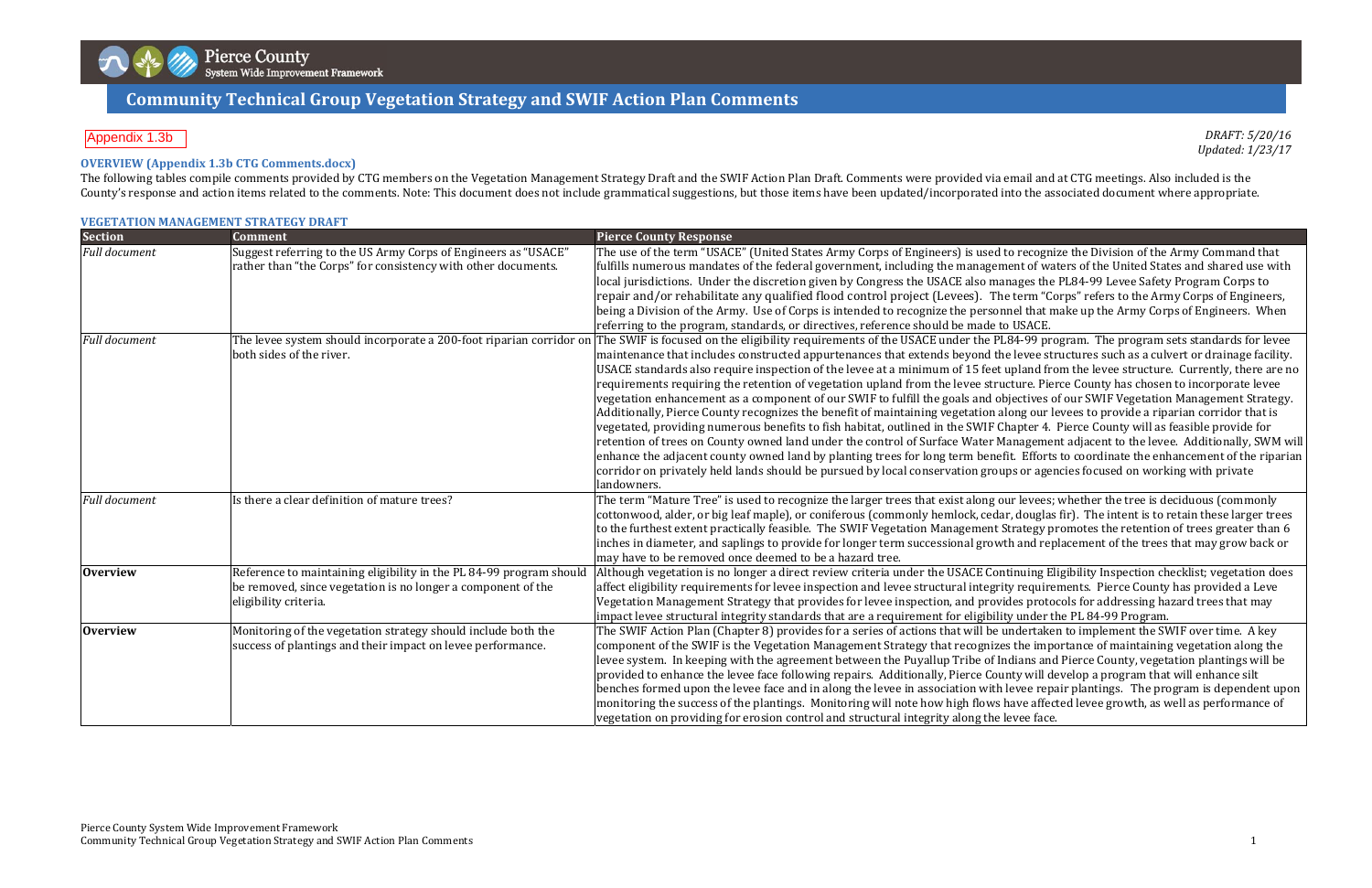# Community Technical Group Vegetation Strategy and SWIF Action Plan Comments

Appendix 1.3b

*DRAFT: 5/20/16*
*Updated: 1/23/17*

**OVERVIEW (Appendix 1.3b CTG Comments.docx)**

The following tables compile comments provided by CTG members on the Vegetation Management Strategy Draft and the SWIF Action Plan Draft. Comments were provided via email and at CTG meetings. Also included is the County's response and action items related to the comments. Note: This document does not include grammatical suggestions, but those items have been updated/incorporated into the associated document where appropriate.

**VEGETATION MANAGEMENT STRATEGY DRAFT**

| Section | Comment | Pierce County Response |
|---|---|---|
| *Full document* | Suggest referring to the US Army Corps of Engineers as "USACE" rather than "the Corps" for consistency with other documents. | The use of the term "USACE" (United States Army Corps of Engineers) is used to recognize the Division of the Army Command that fulfills numerous mandates of the federal government, including the management of waters of the United States and shared use with local jurisdictions. Under the discretion given by Congress the USACE also manages the PL84-99 Levee Safety Program Corps to repair and/or rehabilitate any qualified flood control project (Levees). The term "Corps" refers to the Army Corps of Engineers, being a Division of the Army. Use of Corps is intended to recognize the personnel that make up the Army Corps of Engineers. When referring to the program, standards, or directives, reference should be made to USACE. |
| *Full document* | The levee system should incorporate a 200-foot riparian corridor on both sides of the river. | The SWIF is focused on the eligibility requirements of the USACE under the PL84-99 program. The program sets standards for levee maintenance that includes constructed appurtenances that extends beyond the levee structures such as a culvert or drainage facility. USACE standards also require inspection of the levee at a minimum of 15 feet upland from the levee structure. Currently, there are no requirements requiring the retention of vegetation upland from the levee structure. Pierce County has chosen to incorporate levee vegetation enhancement as a component of our SWIF to fulfill the goals and objectives of our SWIF Vegetation Management Strategy. Additionally, Pierce County recognizes the benefit of maintaining vegetation along our levees to provide a riparian corridor that is vegetated, providing numerous benefits to fish habitat, outlined in the SWIF Chapter 4. Pierce County will as feasible provide for retention of trees on County owned land under the control of Surface Water Management adjacent to the levee. Additionally, SWM will enhance the adjacent county owned land by planting trees for long term benefit. Efforts to coordinate the enhancement of the riparian corridor on privately held lands should be pursued by local conservation groups or agencies focused on working with private landowners. |
| *Full document* | Is there a clear definition of mature trees? | The term "Mature Tree" is used to recognize the larger trees that exist along our levees; whether the tree is deciduous (commonly cottonwood, alder, or big leaf maple), or coniferous (commonly hemlock, cedar, douglas fir). The intent is to retain these larger trees to the furthest extent practically feasible. The SWIF Vegetation Management Strategy promotes the retention of trees greater than 6 inches in diameter, and saplings to provide for longer term successional growth and replacement of the trees that may grow back or may have to be removed once deemed to be a hazard tree. |
| **Overview** | Reference to maintaining eligibility in the PL 84-99 program should be removed, since vegetation is no longer a component of the eligibility criteria. | Although vegetation is no longer a direct review criteria under the USACE Continuing Eligibility Inspection checklist; vegetation does affect eligibility requirements for levee inspection and levee structural integrity requirements. Pierce County has provided a Leve Vegetation Management Strategy that provides for levee inspection, and provides protocols for addressing hazard trees that may impact levee structural integrity standards that are a requirement for eligibility under the PL 84-99 Program. |
| **Overview** | Monitoring of the vegetation strategy should include both the success of plantings and their impact on levee performance. | The SWIF Action Plan (Chapter 8) provides for a series of actions that will be undertaken to implement the SWIF over time. A key component of the SWIF is the Vegetation Management Strategy that recognizes the importance of maintaining vegetation along the levee system. In keeping with the agreement between the Puyallup Tribe of Indians and Pierce County, vegetation plantings will be provided to enhance the levee face following repairs. Additionally, Pierce County will develop a program that will enhance silt benches formed upon the levee face and in along the levee in association with levee repair plantings. The program is dependent upon monitoring the success of the plantings. Monitoring will note how high flows have affected levee growth, as well as performance of vegetation on providing for erosion control and structural integrity along the levee face. |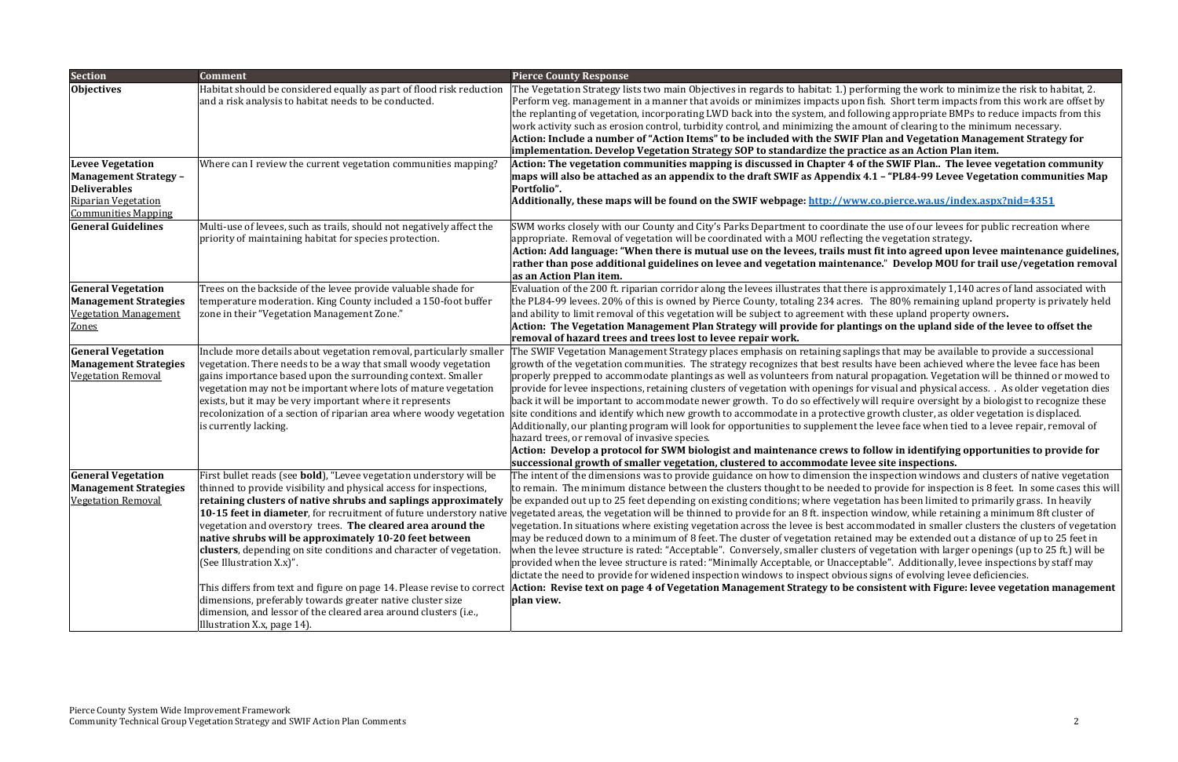| Section | Comment | Pierce County Response |
| --- | --- | --- |
| **Objectives** | Habitat should be considered equally as part of flood risk reduction and a risk analysis to habitat needs to be conducted. | The Vegetation Strategy lists two main Objectives in regards to habitat: 1.) performing the work to minimize the risk to habitat, 2. Perform veg. management in a manner that avoids or minimizes impacts upon fish. Short term impacts from this work are offset by the replanting of vegetation, incorporating LWD back into the system, and following appropriate BMPs to reduce impacts from this work activity such as erosion control, turbidity control, and minimizing the amount of clearing to the minimum necessary. **Action: Include a number of "Action Items" to be included with the SWIF Plan and Vegetation Management Strategy for implementation. Develop Vegetation Strategy SOP to standardize the practice as an Action Plan item.** |
| **Levee Vegetation Management Strategy – Deliverables** Riparian Vegetation Communities Mapping | Where can I review the current vegetation communities mapping? | **Action: The vegetation communities mapping is discussed in Chapter 4 of the SWIF Plan.. The levee vegetation community maps will also be attached as an appendix to the draft SWIF as Appendix 4.1 – "PL84-99 Levee Vegetation Communities Map Portfolio".** **Additionally, these maps will be found on the SWIF webpage: http://www.co.pierce.wa.us/index.aspx?nid=4351** |
| **General Guidelines** | Multi-use of levees, such as trails, should not negatively affect the priority of maintaining habitat for species protection. | SWM works closely with our County and City's Parks Department to coordinate the use of our levees for public recreation where appropriate. Removal of vegetation will be coordinated with a MOU reflecting the vegetation strategy**.** **Action: Add language: "When there is mutual use on the levees, trails must fit into agreed upon levee maintenance guidelines, rather than pose additional guidelines on levee and vegetation maintenance." Develop MOU for trail use/vegetation removal as an Action Plan item.** |
| **General Vegetation Management Strategies** Vegetation Management Zones | Trees on the backside of the levee provide valuable shade for temperature moderation. King County included a 150-foot buffer zone in their "Vegetation Management Zone." | Evaluation of the 200 ft. riparian corridor along the levees illustrates that there is approximately 1,140 acres of land associated with the PL84-99 levees. 20% of this is owned by Pierce County, totaling 234 acres. The 80% remaining upland property is privately held and ability to limit removal of this vegetation will be subject to agreement with these upland property owners**.** **Action: The Vegetation Management Plan Strategy will provide for plantings on the upland side of the levee to offset the removal of hazard trees and trees lost to levee repair work.** |
| **General Vegetation Management Strategies** Vegetation Removal | Include more details about vegetation removal, particularly smaller vegetation. There needs to be a way that small woody vegetation gains importance based upon the surrounding context. Smaller vegetation may not be important where lots of mature vegetation exists, but it may be very important where it represents recolonization of a section of riparian area where woody vegetation is currently lacking. | The SWIF Vegetation Management Strategy places emphasis on retaining saplings that may be available to provide a successional growth of the vegetation communities. The strategy recognizes that best results have been achieved where the levee face has been properly prepped to accommodate plantings as well as volunteers from natural propagation. Vegetation will be thinned or mowed to provide for levee inspections, retaining clusters of vegetation with openings for visual and physical access. . As older vegetation dies back it will be important to accommodate newer growth. To do so effectively will require oversight by a biologist to recognize these site conditions and identify which new growth to accommodate in a protective growth cluster, as older vegetation is displaced. Additionally, our planting program will look for opportunities to supplement the levee face when tied to a levee repair, removal of hazard trees, or removal of invasive species. **Action: Develop a protocol for SWM biologist and maintenance crews to follow in identifying opportunities to provide for successional growth of smaller vegetation, clustered to accommodate levee site inspections.** |
| **General Vegetation Management Strategies** Vegetation Removal | First bullet reads (see **bold**), "Levee vegetation understory will be thinned to provide visibility and physical access for inspections, **retaining clusters of native shrubs and saplings approximately 10-15 feet in diameter**, for recruitment of future understory native vegetation and overstory trees. **The cleared area around the native shrubs will be approximately 10-20 feet between clusters**, depending on site conditions and character of vegetation. (See Illustration X.x)". This differs from text and figure on page 14. Please revise to correct dimensions, preferably towards greater native cluster size dimension, and lessor of the cleared area around clusters (i.e., Illustration X.x, page 14). | The intent of the dimensions was to provide guidance on how to dimension the inspection windows and clusters of native vegetation to remain. The minimum distance between the clusters thought to be needed to provide for inspection is 8 feet. In some cases this will be expanded out up to 25 feet depending on existing conditions; where vegetation has been limited to primarily grass. In heavily vegetated areas, the vegetation will be thinned to provide for an 8 ft. inspection window, while retaining a minimum 8ft cluster of vegetation. In situations where existing vegetation across the levee is best accommodated in smaller clusters the clusters of vegetation may be reduced down to a minimum of 8 feet. The cluster of vegetation retained may be extended out a distance of up to 25 feet in when the levee structure is rated: "Acceptable". Conversely, smaller clusters of vegetation with larger openings (up to 25 ft.) will be provided when the levee structure is rated: "Minimally Acceptable, or Unacceptable". Additionally, levee inspections by staff may dictate the need to provide for widened inspection windows to inspect obvious signs of evolving levee deficiencies. **Action: Revise text on page 4 of Vegetation Management Strategy to be consistent with Figure: levee vegetation management plan view.** |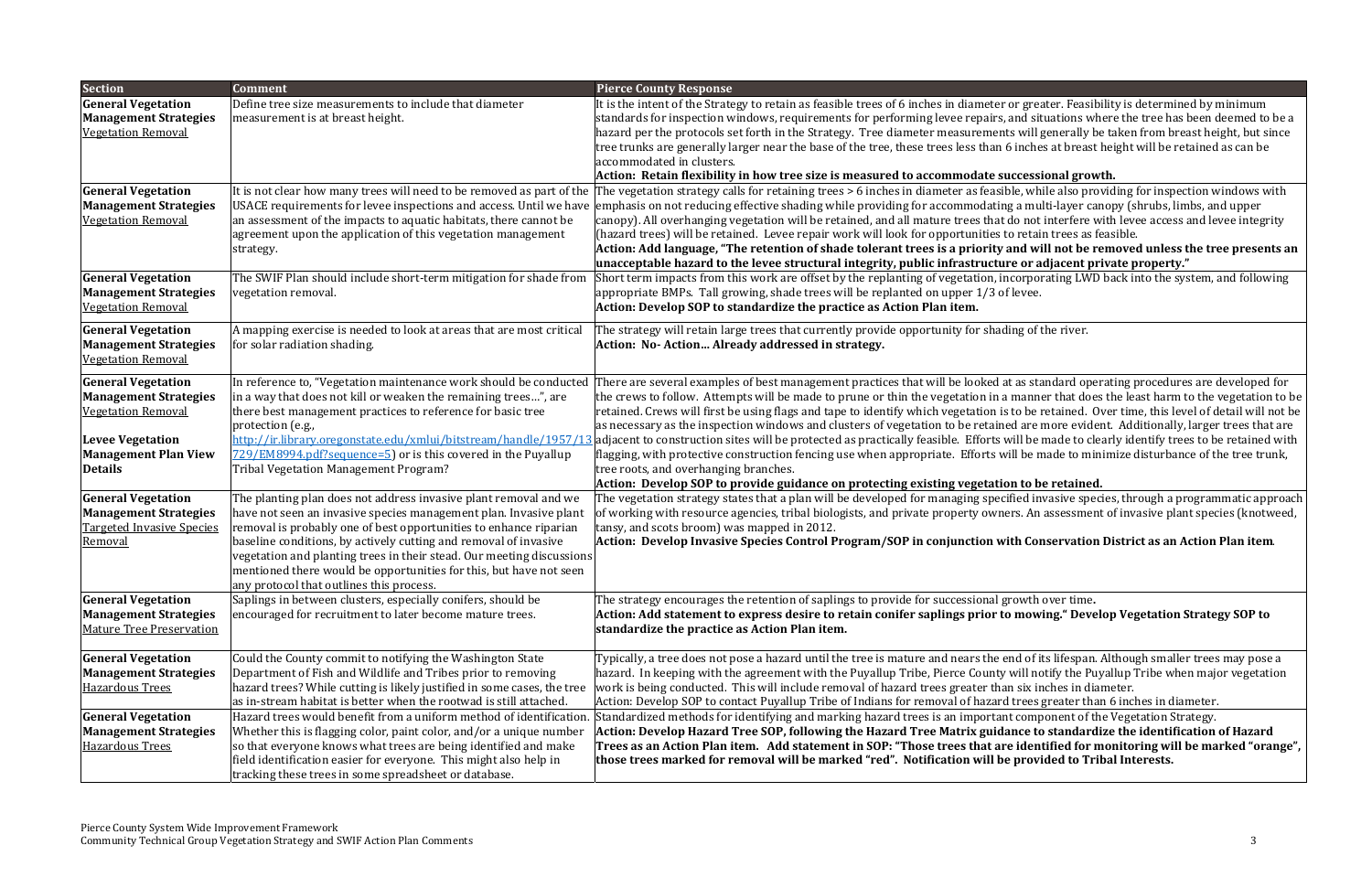| Section | Comment | Pierce County Response |
|---|---|---|
| **General Vegetation Management Strategies** Vegetation Removal | Define tree size measurements to include that diameter measurement is at breast height. | It is the intent of the Strategy to retain as feasible trees of 6 inches in diameter or greater. Feasibility is determined by minimum standards for inspection windows, requirements for performing levee repairs, and situations where the tree has been deemed to be a hazard per the protocols set forth in the Strategy. Tree diameter measurements will generally be taken from breast height, but since tree trunks are generally larger near the base of the tree, these trees less than 6 inches at breast height will be retained as can be accommodated in clusters. **Action: Retain flexibility in how tree size is measured to accommodate successional growth.** |
| **General Vegetation Management Strategies** Vegetation Removal | It is not clear how many trees will need to be removed as part of the USACE requirements for levee inspections and access. Until we have an assessment of the impacts to aquatic habitats, there cannot be agreement upon the application of this vegetation management strategy. | The vegetation strategy calls for retaining trees > 6 inches in diameter as feasible, while also providing for inspection windows with emphasis on not reducing effective shading while providing for accommodating a multi-layer canopy (shrubs, limbs, and upper canopy). All overhanging vegetation will be retained, and all mature trees that do not interfere with levee access and levee integrity (hazard trees) will be retained. Levee repair work will look for opportunities to retain trees as feasible. **Action: Add language, "The retention of shade tolerant trees is a priority and will not be removed unless the tree presents an unacceptable hazard to the levee structural integrity, public infrastructure or adjacent private property."** |
| **General Vegetation Management Strategies** Vegetation Removal | The SWIF Plan should include short-term mitigation for shade from vegetation removal. | Short term impacts from this work are offset by the replanting of vegetation, incorporating LWD back into the system, and following appropriate BMPs. Tall growing, shade trees will be replanted on upper 1/3 of levee. **Action: Develop SOP to standardize the practice as Action Plan item.** |
| **General Vegetation Management Strategies** Vegetation Removal | A mapping exercise is needed to look at areas that are most critical for solar radiation shading. | The strategy will retain large trees that currently provide opportunity for shading of the river. **Action: No- Action… Already addressed in strategy.** |
| **General Vegetation Management Strategies** Vegetation Removal<br><br>**Levee Vegetation Management Plan View Details** | In reference to, "Vegetation maintenance work should be conducted in a way that does not kill or weaken the remaining trees…", are there best management practices to reference for basic tree protection (e.g., http://ir.library.oregonstate.edu/xmlui/bitstream/handle/1957/13729/EM8994.pdf?sequence=5) or is this covered in the Puyallup Tribal Vegetation Management Program? | There are several examples of best management practices that will be looked at as standard operating procedures are developed for the crews to follow. Attempts will be made to prune or thin the vegetation in a manner that does the least harm to the vegetation to be retained. Crews will first be using flags and tape to identify which vegetation is to be retained. Over time, this level of detail will not be as necessary as the inspection windows and clusters of vegetation to be retained are more evident. Additionally, larger trees that are adjacent to construction sites will be protected as practically feasible. Efforts will be made to clearly identify trees to be retained with flagging, with protective construction fencing use when appropriate. Efforts will be made to minimize disturbance of the tree trunk, tree roots, and overhanging branches. **Action: Develop SOP to provide guidance on protecting existing vegetation to be retained.** |
| **General Vegetation Management Strategies** Targeted Invasive Species Removal | The planting plan does not address invasive plant removal and we have not seen an invasive species management plan. Invasive plant removal is probably one of best opportunities to enhance riparian baseline conditions, by actively cutting and removal of invasive vegetation and planting trees in their stead. Our meeting discussions mentioned there would be opportunities for this, but have not seen any protocol that outlines this process. | The vegetation strategy states that a plan will be developed for managing specified invasive species, through a programmatic approach of working with resource agencies, tribal biologists, and private property owners. An assessment of invasive plant species (knotweed, tansy, and scots broom) was mapped in 2012. **Action: Develop Invasive Species Control Program/SOP in conjunction with Conservation District as an Action Plan item**. |
| **General Vegetation Management Strategies** Mature Tree Preservation | Saplings in between clusters, especially conifers, should be encouraged for recruitment to later become mature trees. | The strategy encourages the retention of saplings to provide for successional growth over time. **Action: Add statement to express desire to retain conifer saplings prior to mowing." Develop Vegetation Strategy SOP to standardize the practice as Action Plan item.** |
| **General Vegetation Management Strategies** Hazardous Trees | Could the County commit to notifying the Washington State Department of Fish and Wildlife and Tribes prior to removing hazard trees? While cutting is likely justified in some cases, the tree as in-stream habitat is better when the rootwad is still attached. | Typically, a tree does not pose a hazard until the tree is mature and nears the end of its lifespan. Although smaller trees may pose a hazard. In keeping with the agreement with the Puyallup Tribe, Pierce County will notify the Puyallup Tribe when major vegetation work is being conducted. This will include removal of hazard trees greater than six inches in diameter. Action: Develop SOP to contact Puyallup Tribe of Indians for removal of hazard trees greater than 6 inches in diameter. |
| **General Vegetation Management Strategies** Hazardous Trees | Hazard trees would benefit from a uniform method of identification. Whether this is flagging color, paint color, and/or a unique number so that everyone knows what trees are being identified and make field identification easier for everyone. This might also help in tracking these trees in some spreadsheet or database. | Standardized methods for identifying and marking hazard trees is an important component of the Vegetation Strategy. **Action: Develop Hazard Tree SOP, following the Hazard Tree Matrix guidance to standardize the identification of Hazard Trees as an Action Plan item. Add statement in SOP: "Those trees that are identified for monitoring will be marked "orange", those trees marked for removal will be marked "red". Notification will be provided to Tribal Interests.** |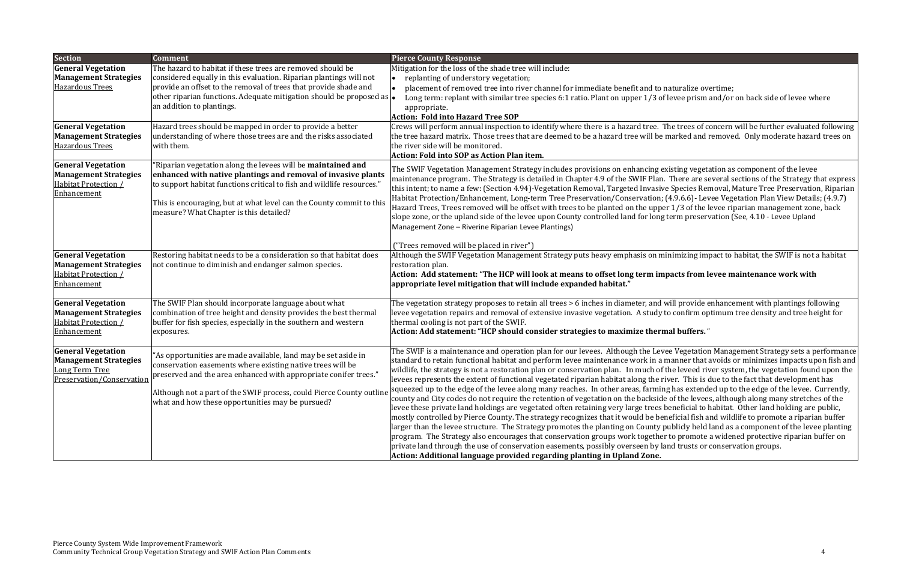| Section | Comment | Pierce County Response |
|---|---|---|
| **General Vegetation Management Strategies** Hazardous Trees | The hazard to habitat if these trees are removed should be considered equally in this evaluation. Riparian plantings will not provide an offset to the removal of trees that provide shade and other riparian functions. Adequate mitigation should be proposed as an addition to plantings. | Mitigation for the loss of the shade tree will include:<br>• replanting of understory vegetation;<br>• placement of removed tree into river channel for immediate benefit and to naturalize overtime;<br>• Long term: replant with similar tree species 6:1 ratio. Plant on upper 1/3 of levee prism and/or on back side of levee where appropriate.<br>**Action: Fold into Hazard Tree SOP** |
| **General Vegetation Management Strategies** Hazardous Trees | Hazard trees should be mapped in order to provide a better understanding of where those trees are and the risks associated with them. | Crews will perform annual inspection to identify where there is a hazard tree. The trees of concern will be further evaluated following the tree hazard matrix. Those trees that are deemed to be a hazard tree will be marked and removed. Only moderate hazard trees on the river side will be monitored.<br>**Action: Fold into SOP as Action Plan item.** |
| **General Vegetation Management Strategies** Habitat Protection / Enhancement | "Riparian vegetation along the levees will be **maintained and enhanced with native plantings and removal of invasive plants** to support habitat functions critical to fish and wildlife resources."<br><br>This is encouraging, but at what level can the County commit to this measure? What Chapter is this detailed? | The SWIF Vegetation Management Strategy includes provisions on enhancing existing vegetation as component of the levee maintenance program. The Strategy is detailed in Chapter 4.9 of the SWIF Plan. There are several sections of the Strategy that express this intent; to name a few: (Section 4.94)-Vegetation Removal, Targeted Invasive Species Removal, Mature Tree Preservation, Riparian Habitat Protection/Enhancement, Long-term Tree Preservation/Conservation; (4.9.6.6)- Levee Vegetation Plan View Details; (4.9.7) Hazard Trees, Trees removed will be offset with trees to be planted on the upper 1/3 of the levee riparian management zone, back slope zone, or the upland side of the levee upon County controlled land for long term preservation (See, 4.10 - Levee Upland Management Zone – Riverine Riparian Levee Plantings)<br><br>("Trees removed will be placed in river") |
| **General Vegetation Management Strategies** Habitat Protection / Enhancement | Restoring habitat needs to be a consideration so that habitat does not continue to diminish and endanger salmon species. | Although the SWIF Vegetation Management Strategy puts heavy emphasis on minimizing impact to habitat, the SWIF is not a habitat restoration plan.<br>**Action: Add statement: "The HCP will look at means to offset long term impacts from levee maintenance work with appropriate level mitigation that will include expanded habitat."** |
| **General Vegetation Management Strategies** Habitat Protection / Enhancement | The SWIF Plan should incorporate language about what combination of tree height and density provides the best thermal buffer for fish species, especially in the southern and western exposures. | The vegetation strategy proposes to retain all trees > 6 inches in diameter, and will provide enhancement with plantings following levee vegetation repairs and removal of extensive invasive vegetation. A study to confirm optimum tree density and tree height for thermal cooling is not part of the SWIF.<br>**Action: Add statement: "HCP should consider strategies to maximize thermal buffers.**" |
| **General Vegetation Management Strategies** Long Term Tree Preservation/Conservation | "As opportunities are made available, land may be set aside in conservation easements where existing native trees will be preserved and the area enhanced with appropriate conifer trees."<br><br>Although not a part of the SWIF process, could Pierce County outline what and how these opportunities may be pursued? | The SWIF is a maintenance and operation plan for our levees. Although the Levee Vegetation Management Strategy sets a performance standard to retain functional habitat and perform levee maintenance work in a manner that avoids or minimizes impacts upon fish and wildlife, the strategy is not a restoration plan or conservation plan. In much of the leveed river system, the vegetation found upon the levees represents the extent of functional vegetated riparian habitat along the river. This is due to the fact that development has squeezed up to the edge of the levee along many reaches. In other areas, farming has extended up to the edge of the levee. Currently, county and City codes do not require the retention of vegetation on the backside of the levees, although along many stretches of the levee these private land holdings are vegetated often retaining very large trees beneficial to habitat. Other land holding are public, mostly controlled by Pierce County. The strategy recognizes that it would be beneficial fish and wildlife to promote a riparian buffer larger than the levee structure. The Strategy promotes the planting on County publicly held land as a component of the levee planting program. The Strategy also encourages that conservation groups work together to promote a widened protective riparian buffer on private land through the use of conservation easements, possibly overseen by land trusts or conservation groups.<br>**Action: Additional language provided regarding planting in Upland Zone.** |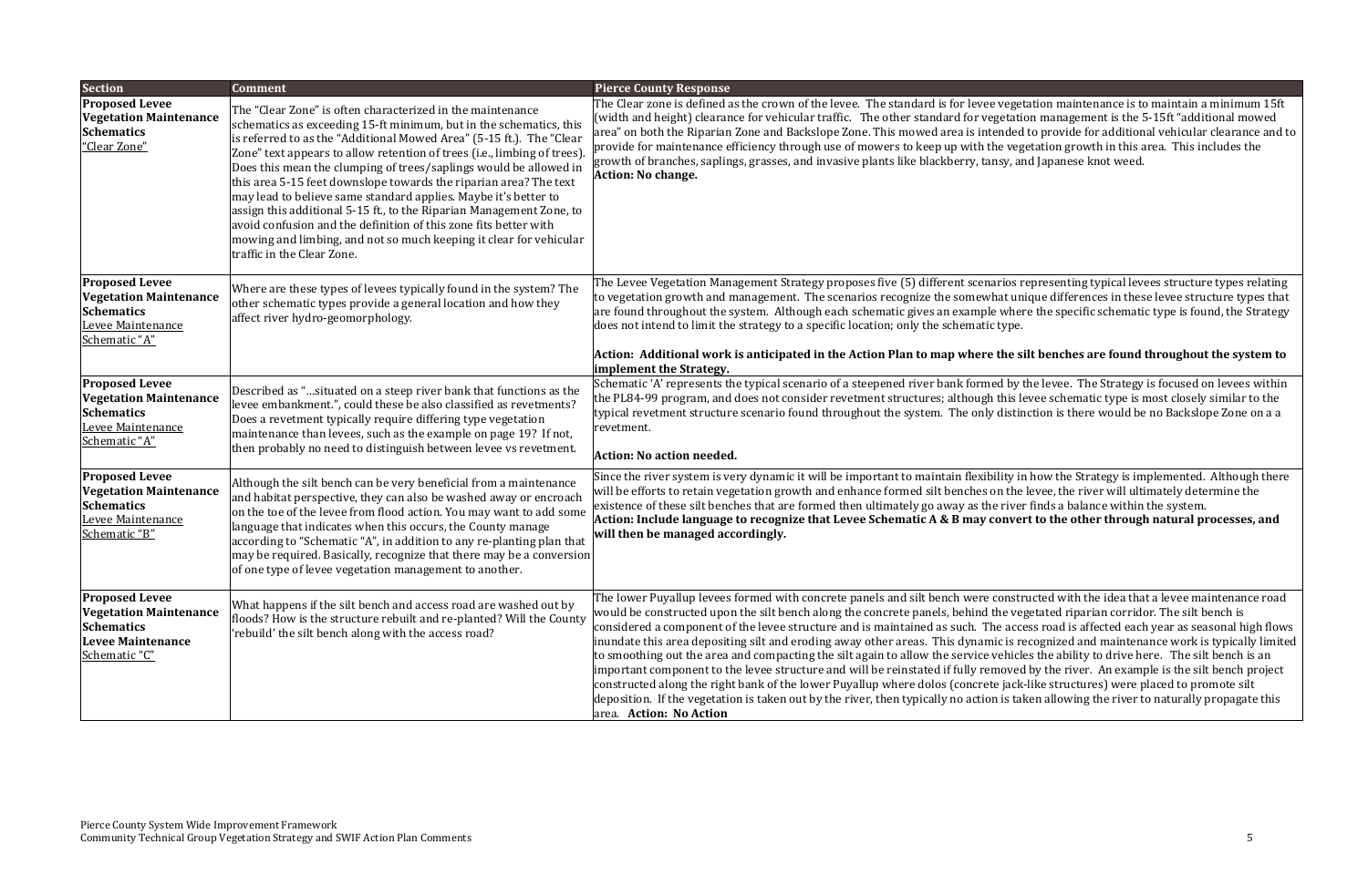| Section | Comment | Pierce County Response |
| --- | --- | --- |
| **Proposed Levee Vegetation Maintenance Schematics** "Clear Zone" | The "Clear Zone" is often characterized in the maintenance schematics as exceeding 15-ft minimum, but in the schematics, this is referred to as the "Additional Mowed Area" (5-15 ft.). The "Clear Zone" text appears to allow retention of trees (i.e., limbing of trees). Does this mean the clumping of trees/saplings would be allowed in this area 5-15 feet downslope towards the riparian area? The text may lead to believe same standard applies. Maybe it's better to assign this additional 5-15 ft., to the Riparian Management Zone, to avoid confusion and the definition of this zone fits better with mowing and limbing, and not so much keeping it clear for vehicular traffic in the Clear Zone. | The Clear zone is defined as the crown of the levee. The standard is for levee vegetation maintenance is to maintain a minimum 15ft (width and height) clearance for vehicular traffic. The other standard for vegetation management is the 5-15ft "additional mowed area" on both the Riparian Zone and Backslope Zone. This mowed area is intended to provide for additional vehicular clearance and to provide for maintenance efficiency through use of mowers to keep up with the vegetation growth in this area. This includes the growth of branches, saplings, grasses, and invasive plants like blackberry, tansy, and Japanese knot weed. **Action: No change.** |
| **Proposed Levee Vegetation Maintenance Schematics** Levee Maintenance Schematic "A" | Where are these types of levees typically found in the system? The other schematic types provide a general location and how they affect river hydro-geomorphology. | The Levee Vegetation Management Strategy proposes five (5) different scenarios representing typical levees structure types relating to vegetation growth and management. The scenarios recognize the somewhat unique differences in these levee structure types that are found throughout the system. Although each schematic gives an example where the specific schematic type is found, the Strategy does not intend to limit the strategy to a specific location; only the schematic type. **Action: Additional work is anticipated in the Action Plan to map where the silt benches are found throughout the system to implement the Strategy.** |
| **Proposed Levee Vegetation Maintenance Schematics** Levee Maintenance Schematic "A" | Described as "…situated on a steep river bank that functions as the levee embankment.", could these be also classified as revetments? Does a revetment typically require differing type vegetation maintenance than levees, such as the example on page 19? If not, then probably no need to distinguish between levee vs revetment. | Schematic 'A' represents the typical scenario of a steepened river bank formed by the levee. The Strategy is focused on levees within the PL84-99 program, and does not consider revetment structures; although this levee schematic type is most closely similar to the typical revetment structure scenario found throughout the system. The only distinction is there would be no Backslope Zone on a a revetment. **Action: No action needed.** |
| **Proposed Levee Vegetation Maintenance Schematics** Levee Maintenance Schematic "B" | Although the silt bench can be very beneficial from a maintenance and habitat perspective, they can also be washed away or encroach on the toe of the levee from flood action. You may want to add some language that indicates when this occurs, the County manage according to "Schematic "A", in addition to any re-planting plan that may be required. Basically, recognize that there may be a conversion of one type of levee vegetation management to another. | Since the river system is very dynamic it will be important to maintain flexibility in how the Strategy is implemented. Although there will be efforts to retain vegetation growth and enhance formed silt benches on the levee, the river will ultimately determine the existence of these silt benches that are formed then ultimately go away as the river finds a balance within the system. **Action: Include language to recognize that Levee Schematic A & B may convert to the other through natural processes, and will then be managed accordingly.** |
| **Proposed Levee Vegetation Maintenance Schematics Levee Maintenance** Schematic "C" | What happens if the silt bench and access road are washed out by floods? How is the structure rebuilt and re-planted? Will the County 'rebuild' the silt bench along with the access road? | The lower Puyallup levees formed with concrete panels and silt bench were constructed with the idea that a levee maintenance road would be constructed upon the silt bench along the concrete panels, behind the vegetated riparian corridor. The silt bench is considered a component of the levee structure and is maintained as such. The access road is affected each year as seasonal high flows inundate this area depositing silt and eroding away other areas. This dynamic is recognized and maintenance work is typically limited to smoothing out the area and compacting the silt again to allow the service vehicles the ability to drive here. The silt bench is an important component to the levee structure and will be reinstated if fully removed by the river. An example is the silt bench project constructed along the right bank of the lower Puyallup where dolos (concrete jack-like structures) were placed to promote silt deposition. If the vegetation is taken out by the river, then typically no action is taken allowing the river to naturally propagate this area. **Action: No Action** |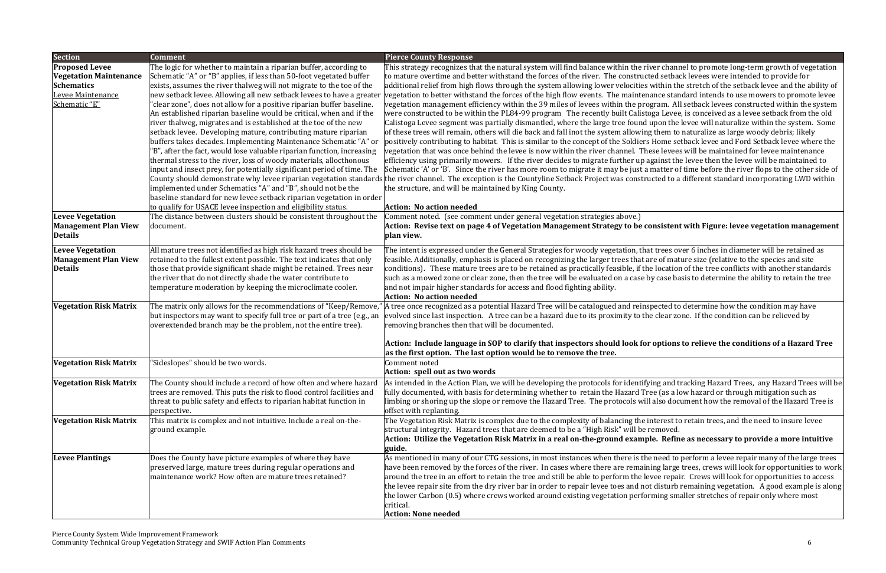| Section | Comment | Pierce County Response |
|---|---|---|
| **Proposed Levee Vegetation Maintenance Schematics** Levee Maintenance Schematic "E" | The logic for whether to maintain a riparian buffer, according to Schematic "A" or "B" applies, if less than 50-foot vegetated buffer exists, assumes the river thalweg will not migrate to the toe of the new setback levee. Allowing all new setback levees to have a greater "clear zone", does not allow for a positive riparian buffer baseline. An established riparian baseline would be critical, when and if the river thalweg, migrates and is established at the toe of the new setback levee. Developing mature, contributing mature riparian buffers takes decades. Implementing Maintenance Schematic "A" or "B", after the fact, would lose valuable riparian function, increasing thermal stress to the river, loss of woody materials, allocthonous input and insect prey, for potentially significant period of time. The County should demonstrate why levee riparian vegetation standards implemented under Schematics "A" and "B", should not be the baseline standard for new levee setback riparian vegetation in order to qualify for USACE levee inspection and eligibility status. | This strategy recognizes that the natural system will find balance within the river channel to promote long-term growth of vegetation to mature overtime and better withstand the forces of the river. The constructed setback levees were intended to provide for additional relief from high flows through the system allowing lower velocities within the stretch of the setback levee and the ability of vegetation to better withstand the forces of the high flow events. The maintenance standard intends to use mowers to promote levee vegetation management efficiency within the 39 miles of levees within the program. All setback levees constructed within the system were constructed to be within the PL84-99 program The recently built Calistoga Levee, is conceived as a levee setback from the old Calistoga Levee segment was partially dismantled, where the large tree found upon the levee will naturalize within the system. Some of these trees will remain, others will die back and fall inot the system allowing them to naturalize as large woody debris; likely positively contributing to habitat. This is similar to the concept of the Soldiers Home setback levee and Ford Setback levee where the vegetation that was once behind the levee is now within the river channel. These levees will be maintained for levee maintenance efficiency using primarily mowers. If the river decides to migrate further up against the levee then the levee will be maintained to Schematic 'A' or 'B'. Since the river has more room to migrate it may be just a matter of time before the river flops to the other side of the river channel. The exception is the Countyline Setback Project was constructed to a different standard incorporating LWD within the structure, and will be maintained by King County.<br><br>**Action: No action needed** |
| **Levee Vegetation Management Plan View Details** | The distance between clusters should be consistent throughout the document. | Comment noted. (see comment under general vegetation strategies above.)<br>**Action: Revise text on page 4 of Vegetation Management Strategy to be consistent with Figure: levee vegetation management plan view.** |
| **Levee Vegetation Management Plan View Details** | All mature trees not identified as high risk hazard trees should be retained to the fullest extent possible. The text indicates that only those that provide significant shade might be retained. Trees near the river that do not directly shade the water contribute to temperature moderation by keeping the microclimate cooler. | The intent is expressed under the General Strategies for woody vegetation, that trees over 6 inches in diameter will be retained as feasible. Additionally, emphasis is placed on recognizing the larger trees that are of mature size (relative to the species and site conditions). These mature trees are to be retained as practically feasible, if the location of the tree conflicts with another standards such as a mowed zone or clear zone, then the tree will be evaluated on a case by case basis to determine the ability to retain the tree and not impair higher standards for access and flood fighting ability.<br>**Action: No action needed** |
| **Vegetation Risk Matrix** | The matrix only allows for the recommendations of "Keep/Remove," but inspectors may want to specify full tree or part of a tree (e.g., an overextended branch may be the problem, not the entire tree). | A tree once recognized as a potential Hazard Tree will be catalogued and reinspected to determine how the condition may have evolved since last inspection. A tree can be a hazard due to its proximity to the clear zone. If the condition can be relieved by removing branches then that will be documented.<br><br>**Action: Include language in SOP to clarify that inspectors should look for options to relieve the conditions of a Hazard Tree as the first option. The last option would be to remove the tree.** |
| **Vegetation Risk Matrix** | "Sideslopes" should be two words. | Comment noted<br>**Action: spell out as two words** |
| **Vegetation Risk Matrix** | The County should include a record of how often and where hazard trees are removed. This puts the risk to flood control facilities and threat to public safety and effects to riparian habitat function in perspective. | As intended in the Action Plan, we will be developing the protocols for identifying and tracking Hazard Trees, any Hazard Trees will be fully documented, with basis for determining whether to retain the Hazard Tree (as a low hazard or through mitigation such as limbing or shoring up the slope or remove the Hazard Tree. The protocols will also document how the removal of the Hazard Tree is offset with replanting. |
| **Vegetation Risk Matrix** | This matrix is complex and not intuitive. Include a real on-the-ground example. | The Vegetation Risk Matrix is complex due to the complexity of balancing the interest to retain trees, and the need to insure levee structural integrity. Hazard trees that are deemed to be a "High Risk" will be removed.<br>**Action: Utilize the Vegetation Risk Matrix in a real on-the-ground example. Refine as necessary to provide a more intuitive guide.** |
| **Levee Plantings** | Does the County have picture examples of where they have preserved large, mature trees during regular operations and maintenance work? How often are mature trees retained? | As mentioned in many of our CTG sessions, in most instances when there is the need to perform a levee repair many of the large trees have been removed by the forces of the river. In cases where there are remaining large trees, crews will look for opportunities to work around the tree in an effort to retain the tree and still be able to perform the levee repair. Crews will look for opportunities to access the levee repair site from the dry river bar in order to repair levee toes and not disturb remaining vegetation. A good example is along the lower Carbon (0.5) where crews worked around existing vegetation performing smaller stretches of repair only where most critical.<br>**Action: None needed** |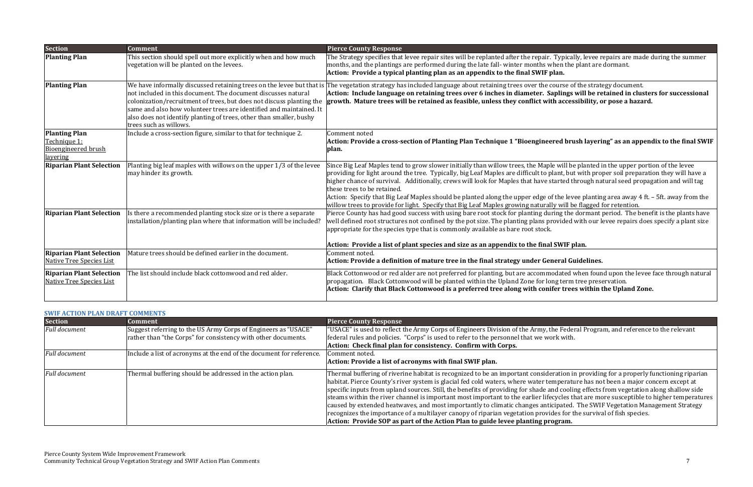| Section | Comment | Pierce County Response |
|---|---|---|
| **Planting Plan** | This section should spell out more explicitly when and how much vegetation will be planted on the levees. | The Strategy specifies that levee repair sites will be replanted after the repair. Typically, levee repairs are made during the summer months, and the plantings are performed during the late fall- winter months when the plant are dormant. **Action: Provide a typical planting plan as an appendix to the final SWIF plan.** |
| **Planting Plan** | We have informally discussed retaining trees on the levee but that is not included in this document. The document discusses natural colonization/recruitment of trees, but does not discuss planting the same and also how volunteer trees are identified and maintained. It also does not identify planting of trees, other than smaller, bushy trees such as willows. | The vegetation strategy has included language about retaining trees over the course of the strategy document. **Action: Include language on retaining trees over 6 inches in diameter. Saplings will be retained in clusters for successional growth. Mature trees will be retained as feasible, unless they conflict with accessibility, or pose a hazard.** |
| **Planting Plan** <u>Technique 1: Bioengineered brush layering</u> | Include a cross-section figure, similar to that for technique 2. | Comment noted **Action: Provide a cross-section of Planting Plan Technique 1 "Bioengineered brush layering" as an appendix to the final SWIF plan.** |
| **Riparian Plant Selection** | Planting big leaf maples with willows on the upper 1/3 of the levee may hinder its growth. | Since Big Leaf Maples tend to grow slower initially than willow trees, the Maple will be planted in the upper portion of the levee providing for light around the tree. Typically, big Leaf Maples are difficult to plant, but with proper soil preparation they will have a higher chance of survival. Additionally, crews will look for Maples that have started through natural seed propagation and will tag these trees to be retained. Action: Specify that Big Leaf Maples should be planted along the upper edge of the levee planting area away 4 ft. – 5ft. away from the willow trees to provide for light. Specify that Big Leaf Maples growing naturally will be flagged for retention. |
| **Riparian Plant Selection** | Is there a recommended planting stock size or is there a separate installation/planting plan where that information will be included? | Pierce County has had good success with using bare root stock for planting during the dormant period. The benefit is the plants have well defined root structures not confined by the pot size. The planting plans provided with our levee repairs does specify a plant size appropriate for the species type that is commonly available as bare root stock. **Action: Provide a list of plant species and size as an appendix to the final SWIF plan.** |
| **Riparian Plant Selection** <u>Native Tree Species List</u> | Mature trees should be defined earlier in the document. | Comment noted. **Action: Provide a definition of mature tree in the final strategy under General Guidelines.** |
| **Riparian Plant Selection** <u>Native Tree Species List</u> | The list should include black cottonwood and red alder. | Black Cottonwood or red alder are not preferred for planting, but are accommodated when found upon the levee face through natural propagation. Black Cottonwood will be planted within the Upland Zone for long term tree preservation. **Action: Clarify that Black Cottonwood is a preferred tree along with conifer trees within the Upland Zone.** |

**SWIF ACTION PLAN DRAFT COMMENTS**

| Section | Comment | Pierce County Response |
|---|---|---|
| *Full document* | Suggest referring to the US Army Corps of Engineers as "USACE" rather than "the Corps" for consistency with other documents. | "USACE" is used to reflect the Army Corps of Engineers Division of the Army, the Federal Program, and reference to the relevant federal rules and policies. "Corps" is used to refer to the personnel that we work with. **Action: Check final plan for consistency. Confirm with Corps.** |
| *Full document* | Include a list of acronyms at the end of the document for reference. | Comment noted. **Action: Provide a list of acronyms with final SWIF plan.** |
| *Full document* | Thermal buffering should be addressed in the action plan. | Thermal buffering of riverine habitat is recognized to be an important consideration in providing for a properly functioning riparian habitat. Pierce County's river system is glacial fed cold waters, where water temperature has not been a major concern except at specific inputs from upland sources. Still, the benefits of providing for shade and cooling effects from vegetation along shallow side steams within the river channel is important most important to the earlier lifecycles that are more susceptible to higher temperatures caused by extended heatwaves, and most importantly to climatic changes anticipated. The SWIF Vegetation Management Strategy recognizes the importance of a multilayer canopy of riparian vegetation provides for the survival of fish species. **Action: Provide SOP as part of the Action Plan to guide levee planting program.** |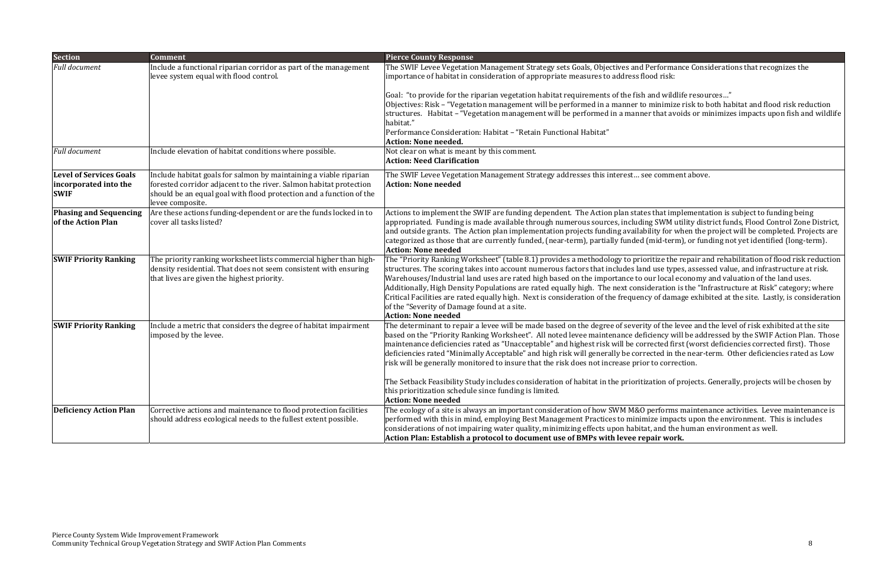| Section | Comment | Pierce County Response |
|---|---|---|
| *Full document* | Include a functional riparian corridor as part of the management levee system equal with flood control. | The SWIF Levee Vegetation Management Strategy sets Goals, Objectives and Performance Considerations that recognizes the importance of habitat in consideration of appropriate measures to address flood risk:<br><br>Goal: "to provide for the riparian vegetation habitat requirements of the fish and wildlife resources…"<br>Objectives: Risk – "Vegetation management will be performed in a manner to minimize risk to both habitat and flood risk reduction structures. Habitat – "Vegetation management will be performed in a manner that avoids or minimizes impacts upon fish and wildlife habitat."<br>Performance Consideration: Habitat – "Retain Functional Habitat"<br>**Action: None needed.** |
| *Full document* | Include elevation of habitat conditions where possible. | Not clear on what is meant by this comment.<br>**Action: Need Clarification** |
| **Level of Services Goals incorporated into the SWIF** | Include habitat goals for salmon by maintaining a viable riparian forested corridor adjacent to the river. Salmon habitat protection should be an equal goal with flood protection and a function of the levee composite. | The SWIF Levee Vegetation Management Strategy addresses this interest… see comment above.<br>**Action: None needed** |
| **Phasing and Sequencing of the Action Plan** | Are these actions funding-dependent or are the funds locked in to cover all tasks listed? | Actions to implement the SWIF are funding dependent. The Action plan states that implementation is subject to funding being appropriated. Funding is made available through numerous sources, including SWM utility district funds, Flood Control Zone District, and outside grants. The Action plan implementation projects funding availability for when the project will be completed. Projects are categorized as those that are currently funded, (near-term), partially funded (mid-term), or funding not yet identified (long-term).<br>**Action: None needed** |
| **SWIF Priority Ranking** | The priority ranking worksheet lists commercial higher than high-density residential. That does not seem consistent with ensuring that lives are given the highest priority. | The "Priority Ranking Worksheet" (table 8.1) provides a methodology to prioritize the repair and rehabilitation of flood risk reduction structures. The scoring takes into account numerous factors that includes land use types, assessed value, and infrastructure at risk. Warehouses/Industrial land uses are rated high based on the importance to our local economy and valuation of the land uses. Additionally, High Density Populations are rated equally high. The next consideration is the "Infrastructure at Risk" category; where Critical Facilities are rated equally high. Next is consideration of the frequency of damage exhibited at the site. Lastly, is consideration of the "Severity of Damage found at a site.<br>**Action: None needed** |
| **SWIF Priority Ranking** | Include a metric that considers the degree of habitat impairment imposed by the levee. | The determinant to repair a levee will be made based on the degree of severity of the levee and the level of risk exhibited at the site based on the "Priority Ranking Worksheet". All noted levee maintenance deficiency will be addressed by the SWIF Action Plan. Those maintenance deficiencies rated as "Unacceptable" and highest risk will be corrected first (worst deficiencies corrected first). Those deficiencies rated "Minimally Acceptable" and high risk will generally be corrected in the near-term. Other deficiencies rated as Low risk will be generally monitored to insure that the risk does not increase prior to correction.<br><br>The Setback Feasibility Study includes consideration of habitat in the prioritization of projects. Generally, projects will be chosen by this prioritization schedule since funding is limited.<br>**Action: None needed** |
| **Deficiency Action Plan** | Corrective actions and maintenance to flood protection facilities should address ecological needs to the fullest extent possible. | The ecology of a site is always an important consideration of how SWM M&O performs maintenance activities. Levee maintenance is performed with this in mind, employing Best Management Practices to minimize impacts upon the environment. This is includes considerations of not impairing water quality, minimizing effects upon habitat, and the human environment as well.<br>**Action Plan: Establish a protocol to document use of BMPs with levee repair work.** |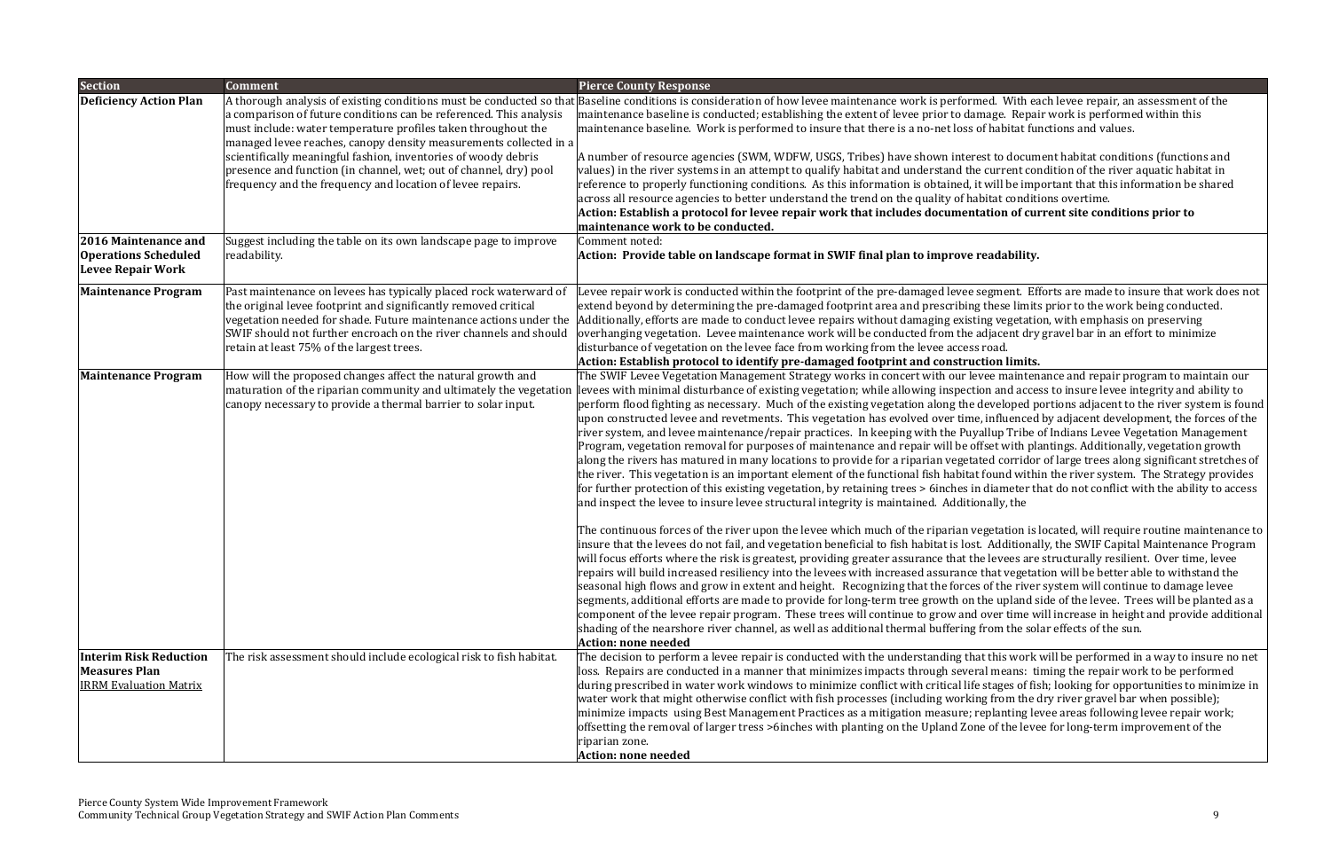| Section | Comment | Pierce County Response |
|---|---|---|
| **Deficiency Action Plan** | A thorough analysis of existing conditions must be conducted so that a comparison of future conditions can be referenced. This analysis must include: water temperature profiles taken throughout the managed levee reaches, canopy density measurements collected in a scientifically meaningful fashion, inventories of woody debris presence and function (in channel, wet; out of channel, dry) pool frequency and the frequency and location of levee repairs. | Baseline conditions is consideration of how levee maintenance work is performed. With each levee repair, an assessment of the maintenance baseline is conducted; establishing the extent of levee prior to damage. Repair work is performed within this maintenance baseline. Work is performed to insure that there is a no-net loss of habitat functions and values.<br><br>A number of resource agencies (SWM, WDFW, USGS, Tribes) have shown interest to document habitat conditions (functions and values) in the river systems in an attempt to qualify habitat and understand the current condition of the river aquatic habitat in reference to properly functioning conditions. As this information is obtained, it will be important that this information be shared across all resource agencies to better understand the trend on the quality of habitat conditions overtime.<br>**Action: Establish a protocol for levee repair work that includes documentation of current site conditions prior to maintenance work to be conducted.** |
| **2016 Maintenance and Operations Scheduled Levee Repair Work** | Suggest including the table on its own landscape page to improve readability. | Comment noted:<br>**Action: Provide table on landscape format in SWIF final plan to improve readability.** |
| **Maintenance Program** | Past maintenance on levees has typically placed rock waterward of the original levee footprint and significantly removed critical vegetation needed for shade. Future maintenance actions under the SWIF should not further encroach on the river channels and should retain at least 75% of the largest trees. | Levee repair work is conducted within the footprint of the pre-damaged levee segment. Efforts are made to insure that work does not extend beyond by determining the pre-damaged footprint area and prescribing these limits prior to the work being conducted. Additionally, efforts are made to conduct levee repairs without damaging existing vegetation, with emphasis on preserving overhanging vegetation. Levee maintenance work will be conducted from the adjacent dry gravel bar in an effort to minimize disturbance of vegetation on the levee face from working from the levee access road.<br>**Action: Establish protocol to identify pre-damaged footprint and construction limits.** |
| **Maintenance Program** | How will the proposed changes affect the natural growth and maturation of the riparian community and ultimately the vegetation canopy necessary to provide a thermal barrier to solar input. | The SWIF Levee Vegetation Management Strategy works in concert with our levee maintenance and repair program to maintain our levees with minimal disturbance of existing vegetation; while allowing inspection and access to insure levee integrity and ability to perform flood fighting as necessary. Much of the existing vegetation along the developed portions adjacent to the river system is found upon constructed levee and revetments. This vegetation has evolved over time, influenced by adjacent development, the forces of the river system, and levee maintenance/repair practices. In keeping with the Puyallup Tribe of Indians Levee Vegetation Management Program, vegetation removal for purposes of maintenance and repair will be offset with plantings. Additionally, vegetation growth along the rivers has matured in many locations to provide for a riparian vegetated corridor of large trees along significant stretches of the river. This vegetation is an important element of the functional fish habitat found within the river system. The Strategy provides for further protection of this existing vegetation, by retaining trees > 6inches in diameter that do not conflict with the ability to access and inspect the levee to insure levee structural integrity is maintained. Additionally, the<br><br>The continuous forces of the river upon the levee which much of the riparian vegetation is located, will require routine maintenance to insure that the levees do not fail, and vegetation beneficial to fish habitat is lost. Additionally, the SWIF Capital Maintenance Program will focus efforts where the risk is greatest, providing greater assurance that the levees are structurally resilient. Over time, levee repairs will build increased resiliency into the levees with increased assurance that vegetation will be better able to withstand the seasonal high flows and grow in extent and height. Recognizing that the forces of the river system will continue to damage levee segments, additional efforts are made to provide for long-term tree growth on the upland side of the levee. Trees will be planted as a component of the levee repair program. These trees will continue to grow and over time will increase in height and provide additional shading of the nearshore river channel, as well as additional thermal buffering from the solar effects of the sun.<br>**Action: none needed** |
| **Interim Risk Reduction Measures Plan**<br>IRRM Evaluation Matrix | The risk assessment should include ecological risk to fish habitat. | The decision to perform a levee repair is conducted with the understanding that this work will be performed in a way to insure no net loss. Repairs are conducted in a manner that minimizes impacts through several means: timing the repair work to be performed during prescribed in water work windows to minimize conflict with critical life stages of fish; looking for opportunities to minimize in water work that might otherwise conflict with fish processes (including working from the dry river gravel bar when possible); minimize impacts using Best Management Practices as a mitigation measure; replanting levee areas following levee repair work; offsetting the removal of larger tress >6inches with planting on the Upland Zone of the levee for long-term improvement of the riparian zone.<br>**Action: none needed** |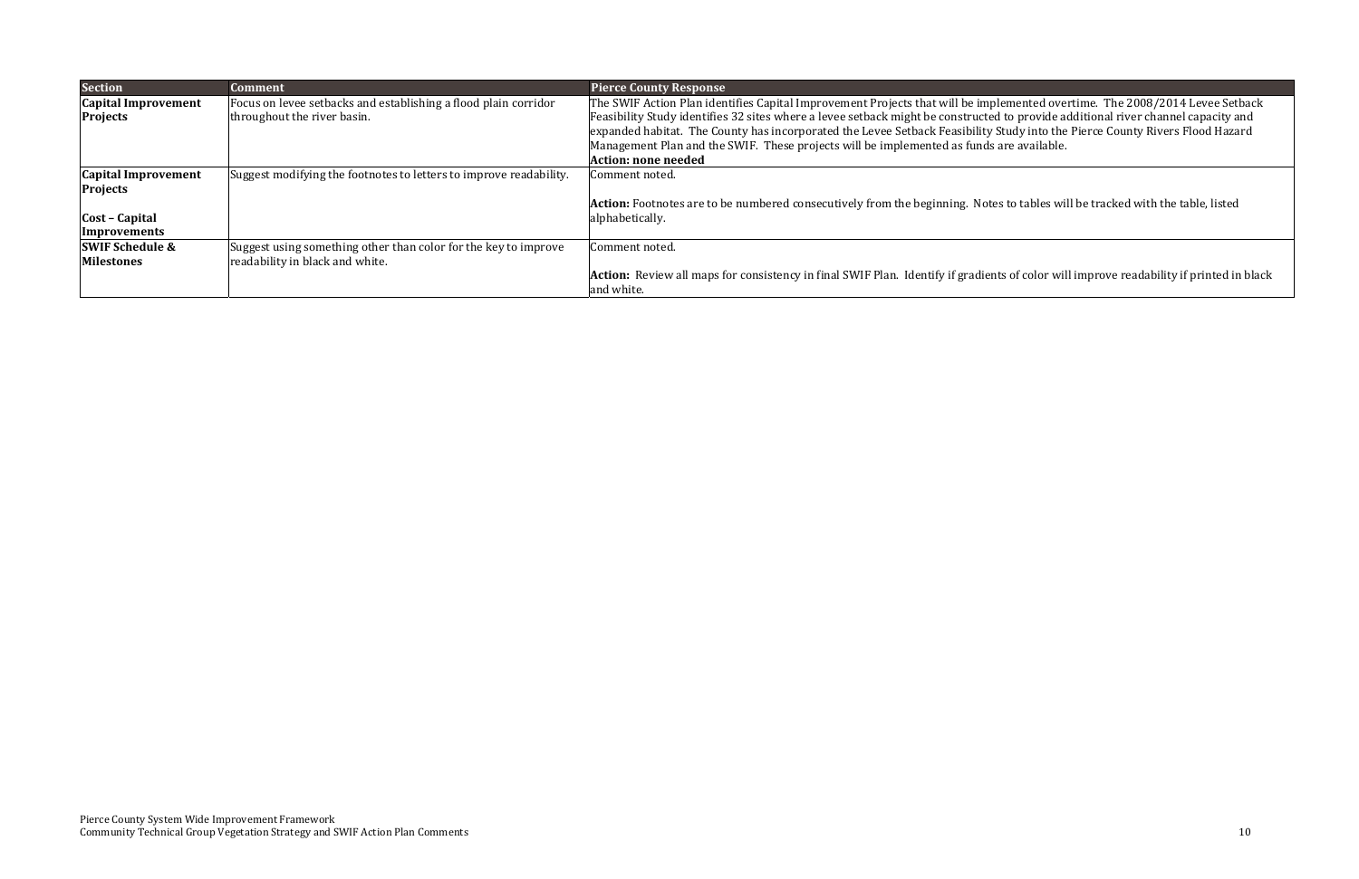| Section | Comment | Pierce County Response |
| --- | --- | --- |
| **Capital Improvement Projects** | Focus on levee setbacks and establishing a flood plain corridor throughout the river basin. | The SWIF Action Plan identifies Capital Improvement Projects that will be implemented overtime. The 2008/2014 Levee Setback Feasibility Study identifies 32 sites where a levee setback might be constructed to provide additional river channel capacity and expanded habitat. The County has incorporated the Levee Setback Feasibility Study into the Pierce County Rivers Flood Hazard Management Plan and the SWIF. These projects will be implemented as funds are available.<br>**Action: none needed** |
| **Capital Improvement Projects**<br><br>**Cost – Capital Improvements** | Suggest modifying the footnotes to letters to improve readability. | Comment noted.<br><br>**Action:** Footnotes are to be numbered consecutively from the beginning. Notes to tables will be tracked with the table, listed alphabetically. |
| **SWIF Schedule & Milestones** | Suggest using something other than color for the key to improve readability in black and white. | Comment noted.<br><br>**Action:** Review all maps for consistency in final SWIF Plan. Identify if gradients of color will improve readability if printed in black and white. |